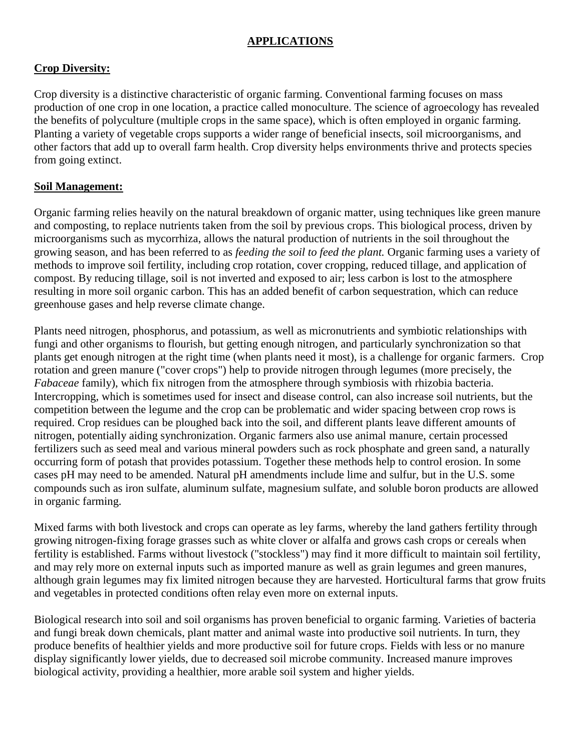# APPLICATIONS

## Crop Diversity:

Crop diversity is a distinctive characteristic of organic farming. Conventional farming focuses on mass production of one crop in one location, a practice called monoculture. The science of agroecology has revealed the benefits of polyculture (multiple crops in the same space), which is often employed in organic farming. Planting a variety of vegetable crops supports a wider range of beneficial insects, soil microorganisms, and other factors that add up to overall farm health. Crop diversity helps environments thrive and protects species from going extinct.

## Soil Management:

Organic farming relies heavily on the natural breakdown of organic matter, using techniques like green manure and composting, to replace nutrients taken from the soil by previous crops. This biological process, driven by microorganisms such as mycorrhiza, allows the natural production of nutrients in the soil throughout the growing season, and has been referred to as *feeding the soil to feed the plant.* Organic farming uses a variety of methods to improve soil fertility, including crop rotation, cover cropping, reduced tillage, and application of compost. By reducing tillage, soil is not inverted and exposed to air; less carbon is lost to the atmosphere resulting in more soil organic carbon. This has an added benefit of carbon sequestration, which can reduce greenhouse gases and help reverse climate change.

Plants need nitrogen, phosphorus, and potassium, as well as micronutrients and symbiotic relationships with fungi and other organisms to flourish, but getting enough nitrogen, and particularly synchronization so that plants get enough nitrogen at the right time (when plants need it most), is a challenge for organic farmers. Crop rotation and green manure ("cover crops") help to provide nitrogen through legumes (more precisely, the *Fabaceae* family), which fix nitrogen from the atmosphere through symbiosis with rhizobia bacteria. Intercropping, which is sometimes used for insect and disease control, can also increase soil nutrients, but the competition between the legume and the crop can be problematic and wider spacing between crop rows is required. Crop residues can be ploughed back into the soil, and different plants leave different amounts of nitrogen, potentially aiding synchronization. Organic farmers also use animal manure, certain processed fertilizers such as seed meal and various mineral powders such as rock phosphate and green sand, a naturally occurring form of potash that provides potassium. Together these methods help to control erosion. In some cases pH may need to be amended. Natural pH amendments include lime and sulfur, but in the U.S. some compounds such as iron sulfate, aluminum sulfate, magnesium sulfate, and soluble boron products are allowed in organic farming.

Mixed farms with both livestock and crops can operate as ley farms, whereby the land gathers fertility through growing nitrogen-fixing forage grasses such as white clover or alfalfa and grows cash crops or cereals when fertility is established. Farms without livestock ("stockless") may find it more difficult to maintain soil fertility, and may rely more on external inputs such as imported manure as well as grain legumes and green manures, although grain legumes may fix limited nitrogen because they are harvested. Horticultural farms that grow fruits and vegetables in protected conditions often relay even more on external inputs.

Biological research into soil and soil organisms has proven beneficial to organic farming. Varieties of bacteria and fungi break down chemicals, plant matter and animal waste into productive soil nutrients. In turn, they produce benefits of healthier yields and more productive soil for future crops. Fields with less or no manure display significantly lower yields, due to decreased soil microbe community. Increased manure improves biological activity, providing a healthier, more arable soil system and higher yields.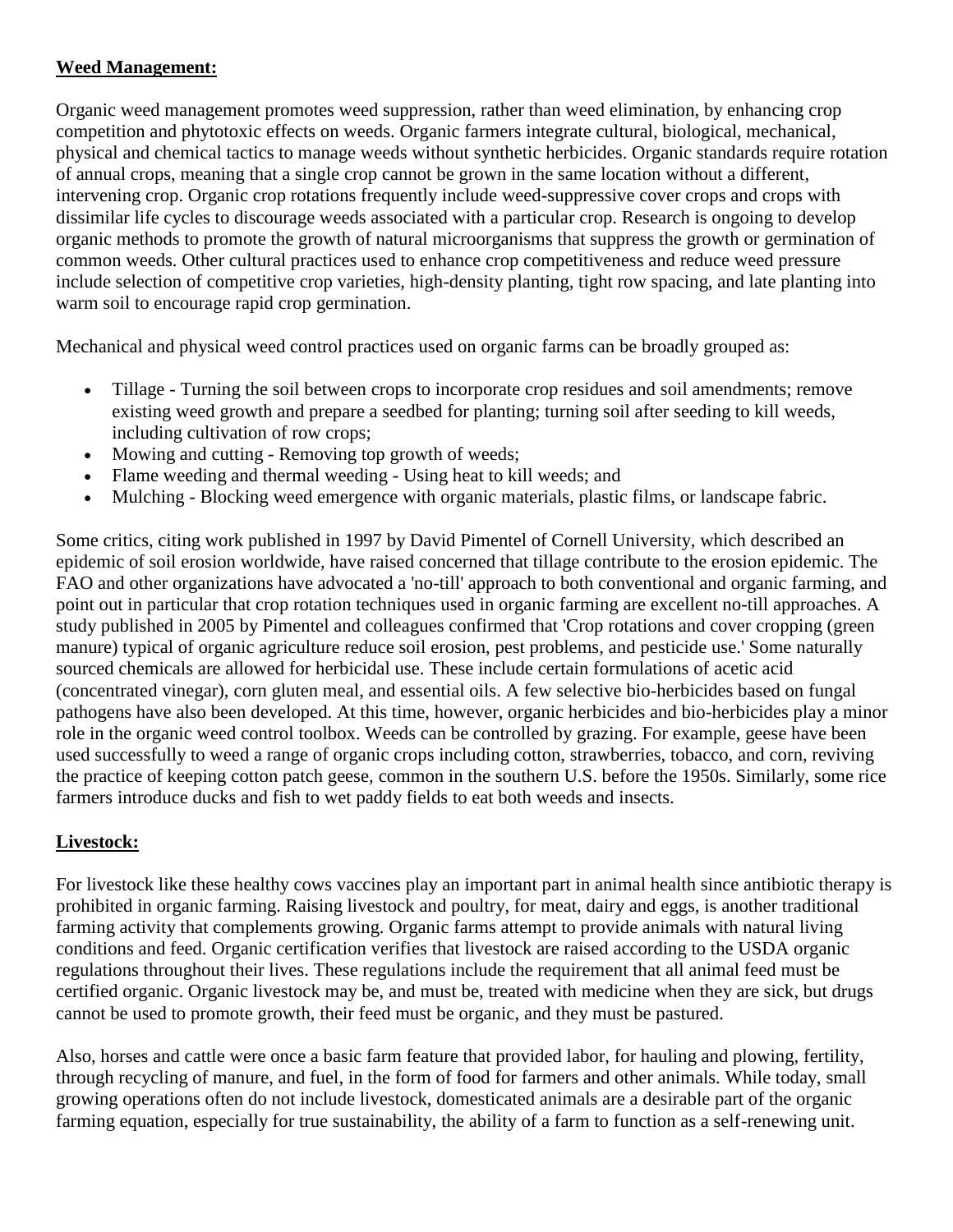**Weed Management:**

Organic weed management promotes weed suppression, rather than weed elimination, by enhancing crop competition and phytotoxic effects on weeds. Organic farmers integrate cultural, biological, mechanical, physical and chemical tactics to manage weeds without synthetic herbicides. Organic standards require rotation of annual crops, meaning that a single crop cannot be grown in the same location without a different, intervening crop. Organic crop rotations frequently include weed-suppressive cover crops and crops with dissimilar life cycles to discourage weeds associated with a particular crop. Research is ongoing to develop organic methods to promote the growth of natural microorganisms that suppress the growth or germination of common weeds. Other cultural practices used to enhance crop competitiveness and reduce weed pressure include selection of competitive crop varieties, high-density planting, tight row spacing, and late planting into warm soil to encourage rapid crop germination.

Mechanical and physical weed control practices used on organic farms can be broadly grouped as:

- Tillage - Turning the soil between crops to incorporate crop residues and soil amendments; remove existing weed growth and prepare a seedbed for planting; turning soil after seeding to kill weeds, including cultivation of row crops;
- Mowing and cutting - Removing top growth of weeds;
- Flame weeding and thermal weeding - Using heat to kill weeds; and
- Mulching - Blocking weed emergence with organic materials, plastic films, or landscape fabric.

Some critics, citing work published in 1997 by David Pimentel of Cornell University, which described an epidemic of soil erosion worldwide, have raised concerned that tillage contribute to the erosion epidemic. The FAO and other organizations have advocated a 'no-till' approach to both conventional and organic farming, and point out in particular that crop rotation techniques used in organic farming are excellent no-till approaches. A study published in 2005 by Pimentel and colleagues confirmed that 'Crop rotations and cover cropping (green manure) typical of organic agriculture reduce soil erosion, pest problems, and pesticide use.' Some naturally sourced chemicals are allowed for herbicidal use. These include certain formulations of acetic acid (concentrated vinegar), corn gluten meal, and essential oils. A few selective bio-herbicides based on fungal pathogens have also been developed. At this time, however, organic herbicides and bio-herbicides play a minor role in the organic weed control toolbox. Weeds can be controlled by grazing. For example, geese have been used successfully to weed a range of organic crops including cotton, strawberries, tobacco, and corn, reviving the practice of keeping cotton patch geese, common in the southern U.S. before the 1950s. Similarly, some rice farmers introduce ducks and fish to wet paddy fields to eat both weeds and insects.

**Livestock:**

For livestock like these healthy cows vaccines play an important part in animal health since antibiotic therapy is prohibited in organic farming. Raising livestock and poultry, for meat, dairy and eggs, is another traditional farming activity that complements growing. Organic farms attempt to provide animals with natural living conditions and feed. Organic certification verifies that livestock are raised according to the USDA organic regulations throughout their lives. These regulations include the requirement that all animal feed must be certified organic. Organic livestock may be, and must be, treated with medicine when they are sick, but drugs cannot be used to promote growth, their feed must be organic, and they must be pastured.

Also, horses and cattle were once a basic farm feature that provided labor, for hauling and plowing, fertility, through recycling of manure, and fuel, in the form of food for farmers and other animals. While today, small growing operations often do not include livestock, domesticated animals are a desirable part of the organic farming equation, especially for true sustainability, the ability of a farm to function as a self-renewing unit.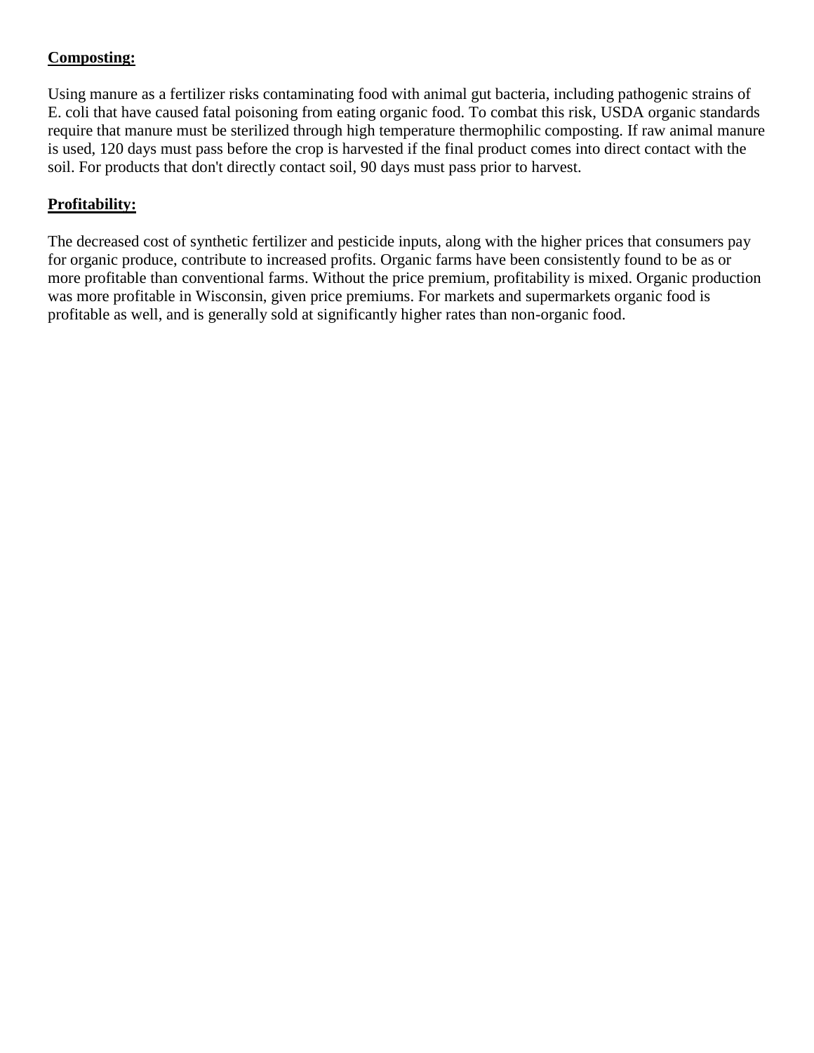**Composting:**

Using manure as a fertilizer risks contaminating food with animal gut bacteria, including pathogenic strains of E. coli that have caused fatal poisoning from eating organic food. To combat this risk, USDA organic standards require that manure must be sterilized through high temperature thermophilic composting. If raw animal manure is used, 120 days must pass before the crop is harvested if the final product comes into direct contact with the soil. For products that don't directly contact soil, 90 days must pass prior to harvest.

**Profitability:**

The decreased cost of synthetic fertilizer and pesticide inputs, along with the higher prices that consumers pay for organic produce, contribute to increased profits. Organic farms have been consistently found to be as or more profitable than conventional farms. Without the price premium, profitability is mixed. Organic production was more profitable in Wisconsin, given price premiums. For markets and supermarkets organic food is profitable as well, and is generally sold at significantly higher rates than non-organic food.